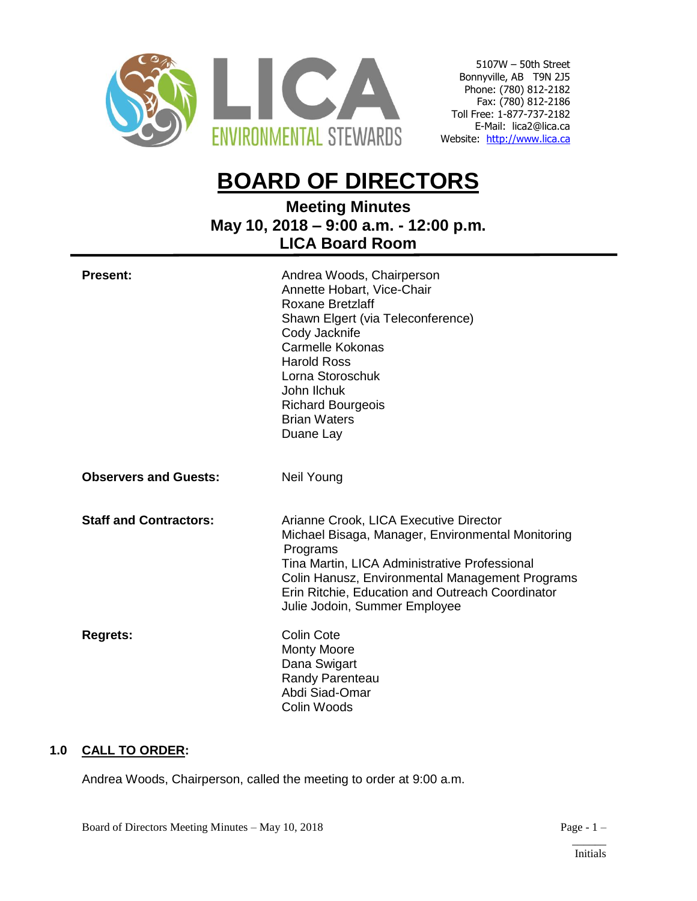LICA ENVIRONMENTAL STEWARDS

5107W – 50th Street
Bonnyville, AB T9N 2J5
Phone: (780) 812-2182
Fax: (780) 812-2186
Toll Free: 1-877-737-2182
E-Mail: lica2@lica.ca
Website: http://www.lica.ca

# BOARD OF DIRECTORS

## Meeting Minutes
## May 10, 2018 – 9:00 a.m. - 12:00 p.m.
## LICA Board Room

**Present:**
Andrea Woods, Chairperson
Annette Hobart, Vice-Chair
Roxane Bretzlaff
Shawn Elgert (via Teleconference)
Cody Jacknife
Carmelle Kokonas
Harold Ross
Lorna Storoschuk
John Ilchuk
Richard Bourgeois
Brian Waters
Duane Lay

**Observers and Guests:**
Neil Young

**Staff and Contractors:**
Arianne Crook, LICA Executive Director
Michael Bisaga, Manager, Environmental Monitoring Programs
Tina Martin, LICA Administrative Professional
Colin Hanusz, Environmental Management Programs
Erin Ritchie, Education and Outreach Coordinator
Julie Jodoin, Summer Employee

**Regrets:**
Colin Cote
Monty Moore
Dana Swigart
Randy Parenteau
Abdi Siad-Omar
Colin Woods

## 1.0 CALL TO ORDER:

Andrea Woods, Chairperson, called the meeting to order at 9:00 a.m.

\_\_\_\_\_\_
Initials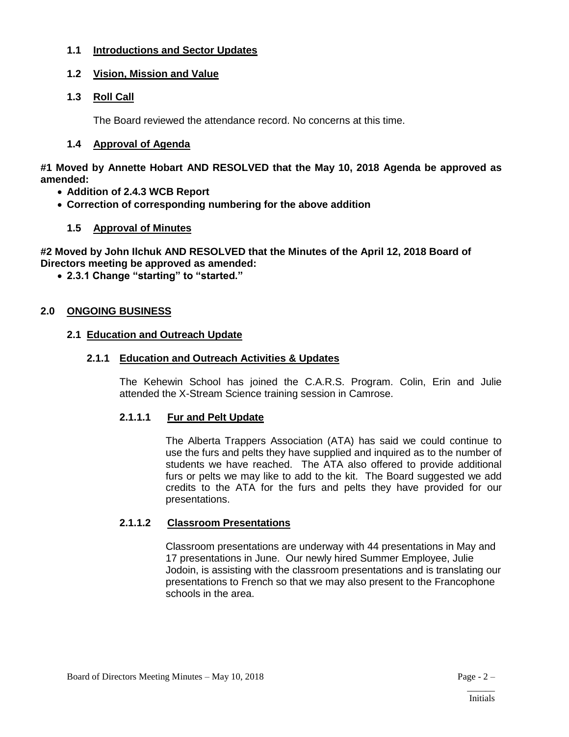### 1.1 Introductions and Sector Updates

### 1.2 Vision, Mission and Value

### 1.3 Roll Call

The Board reviewed the attendance record. No concerns at this time.

### 1.4 Approval of Agenda

**#1 Moved by Annette Hobart AND RESOLVED that the May 10, 2018 Agenda be approved as amended:**

- **Addition of 2.4.3 WCB Report**
- **Correction of corresponding numbering for the above addition**

### 1.5 Approval of Minutes

**#2 Moved by John Ilchuk AND RESOLVED that the Minutes of the April 12, 2018 Board of Directors meeting be approved as amended:**

- **2.3.1 Change "starting" to "started."**

## 2.0 ONGOING BUSINESS

### 2.1 Education and Outreach Update

#### 2.1.1 Education and Outreach Activities & Updates

The Kehewin School has joined the C.A.R.S. Program. Colin, Erin and Julie attended the X-Stream Science training session in Camrose.

##### 2.1.1.1 Fur and Pelt Update

The Alberta Trappers Association (ATA) has said we could continue to use the furs and pelts they have supplied and inquired as to the number of students we have reached. The ATA also offered to provide additional furs or pelts we may like to add to the kit. The Board suggested we add credits to the ATA for the furs and pelts they have provided for our presentations.

##### 2.1.1.2 Classroom Presentations

Classroom presentations are underway with 44 presentations in May and 17 presentations in June. Our newly hired Summer Employee, Julie Jodoin, is assisting with the classroom presentations and is translating our presentations to French so that we may also present to the Francophone schools in the area.

______
Initials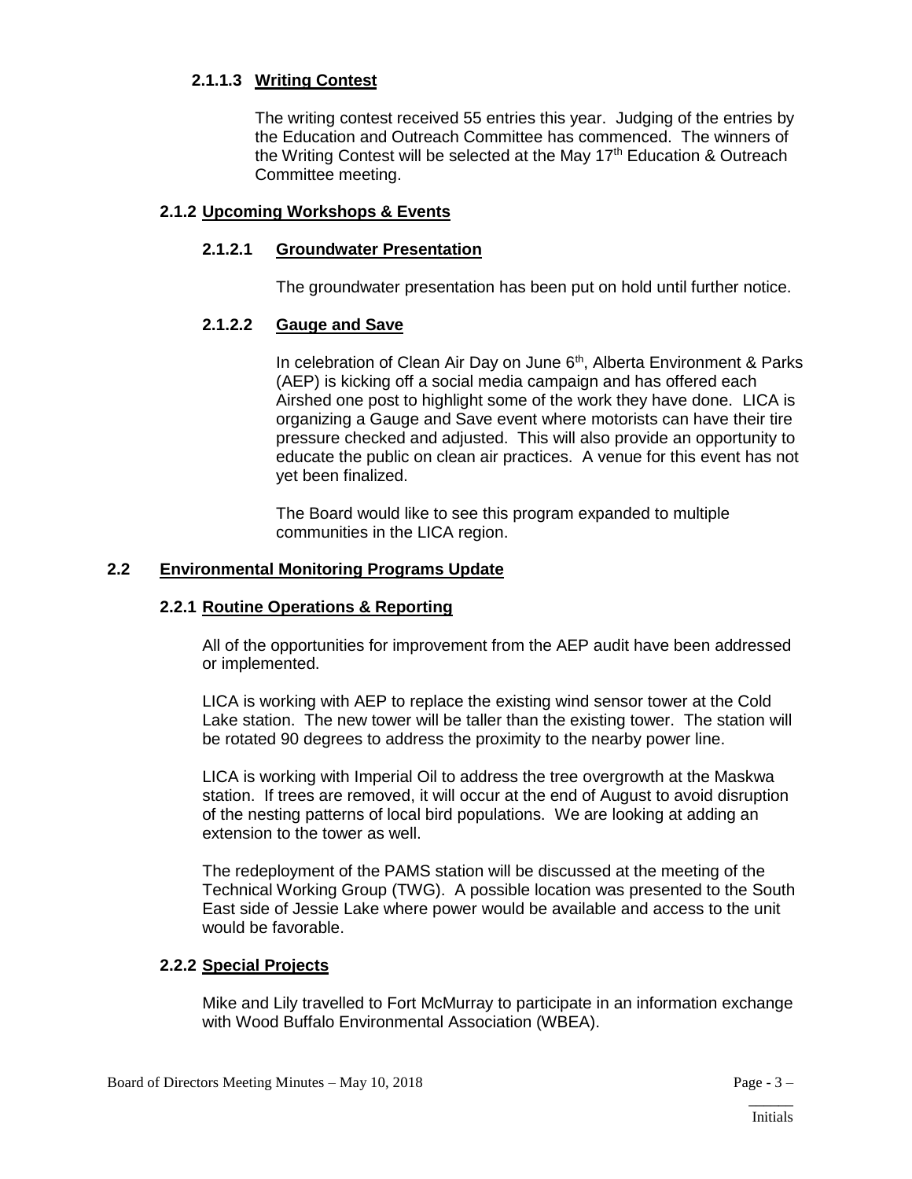#### 2.1.1.3 Writing Contest

The writing contest received 55 entries this year. Judging of the entries by the Education and Outreach Committee has commenced. The winners of the Writing Contest will be selected at the May 17th Education & Outreach Committee meeting.

### 2.1.2 Upcoming Workshops & Events

#### 2.1.2.1 Groundwater Presentation

The groundwater presentation has been put on hold until further notice.

#### 2.1.2.2 Gauge and Save

In celebration of Clean Air Day on June 6th, Alberta Environment & Parks (AEP) is kicking off a social media campaign and has offered each Airshed one post to highlight some of the work they have done. LICA is organizing a Gauge and Save event where motorists can have their tire pressure checked and adjusted. This will also provide an opportunity to educate the public on clean air practices. A venue for this event has not yet been finalized.

The Board would like to see this program expanded to multiple communities in the LICA region.

## 2.2 Environmental Monitoring Programs Update

### 2.2.1 Routine Operations & Reporting

All of the opportunities for improvement from the AEP audit have been addressed or implemented.

LICA is working with AEP to replace the existing wind sensor tower at the Cold Lake station. The new tower will be taller than the existing tower. The station will be rotated 90 degrees to address the proximity to the nearby power line.

LICA is working with Imperial Oil to address the tree overgrowth at the Maskwa station. If trees are removed, it will occur at the end of August to avoid disruption of the nesting patterns of local bird populations. We are looking at adding an extension to the tower as well.

The redeployment of the PAMS station will be discussed at the meeting of the Technical Working Group (TWG). A possible location was presented to the South East side of Jessie Lake where power would be available and access to the unit would be favorable.

### 2.2.2 Special Projects

Mike and Lily travelled to Fort McMurray to participate in an information exchange with Wood Buffalo Environmental Association (WBEA).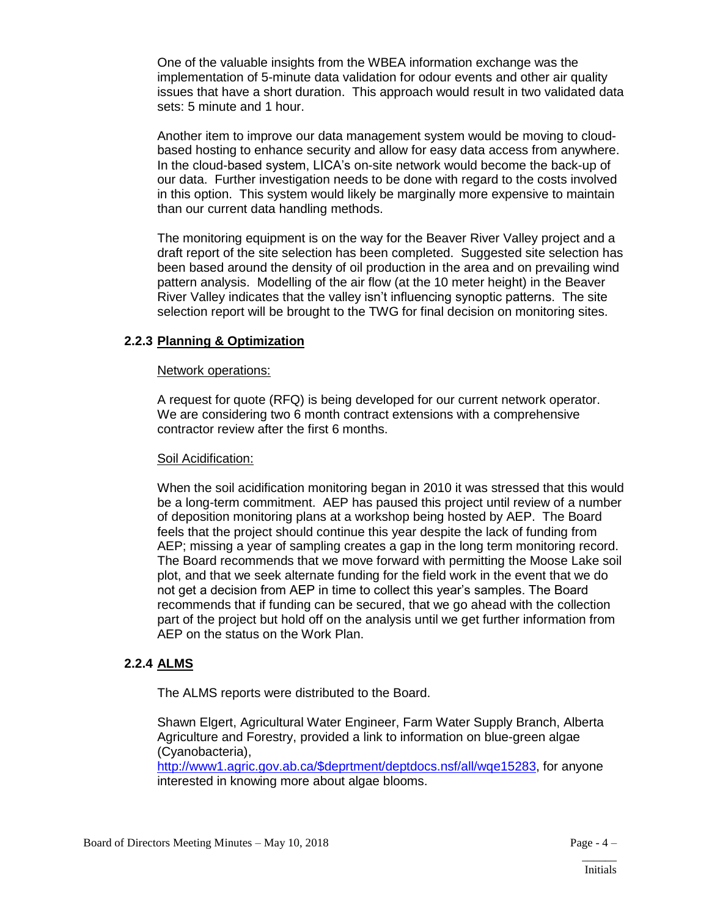One of the valuable insights from the WBEA information exchange was the implementation of 5-minute data validation for odour events and other air quality issues that have a short duration. This approach would result in two validated data sets: 5 minute and 1 hour.

Another item to improve our data management system would be moving to cloud-based hosting to enhance security and allow for easy data access from anywhere. In the cloud-based system, LICA's on-site network would become the back-up of our data. Further investigation needs to be done with regard to the costs involved in this option. This system would likely be marginally more expensive to maintain than our current data handling methods.

The monitoring equipment is on the way for the Beaver River Valley project and a draft report of the site selection has been completed. Suggested site selection has been based around the density of oil production in the area and on prevailing wind pattern analysis. Modelling of the air flow (at the 10 meter height) in the Beaver River Valley indicates that the valley isn't influencing synoptic patterns. The site selection report will be brought to the TWG for final decision on monitoring sites.

### 2.2.3 Planning & Optimization

Network operations:

A request for quote (RFQ) is being developed for our current network operator. We are considering two 6 month contract extensions with a comprehensive contractor review after the first 6 months.

Soil Acidification:

When the soil acidification monitoring began in 2010 it was stressed that this would be a long-term commitment. AEP has paused this project until review of a number of deposition monitoring plans at a workshop being hosted by AEP. The Board feels that the project should continue this year despite the lack of funding from AEP; missing a year of sampling creates a gap in the long term monitoring record. The Board recommends that we move forward with permitting the Moose Lake soil plot, and that we seek alternate funding for the field work in the event that we do not get a decision from AEP in time to collect this year's samples. The Board recommends that if funding can be secured, that we go ahead with the collection part of the project but hold off on the analysis until we get further information from AEP on the status on the Work Plan.

### 2.2.4 ALMS

The ALMS reports were distributed to the Board.

Shawn Elgert, Agricultural Water Engineer, Farm Water Supply Branch, Alberta Agriculture and Forestry, provided a link to information on blue-green algae (Cyanobacteria), http://www1.agric.gov.ab.ca/$deprtment/deptdocs.nsf/all/wqe15283, for anyone interested in knowing more about algae blooms.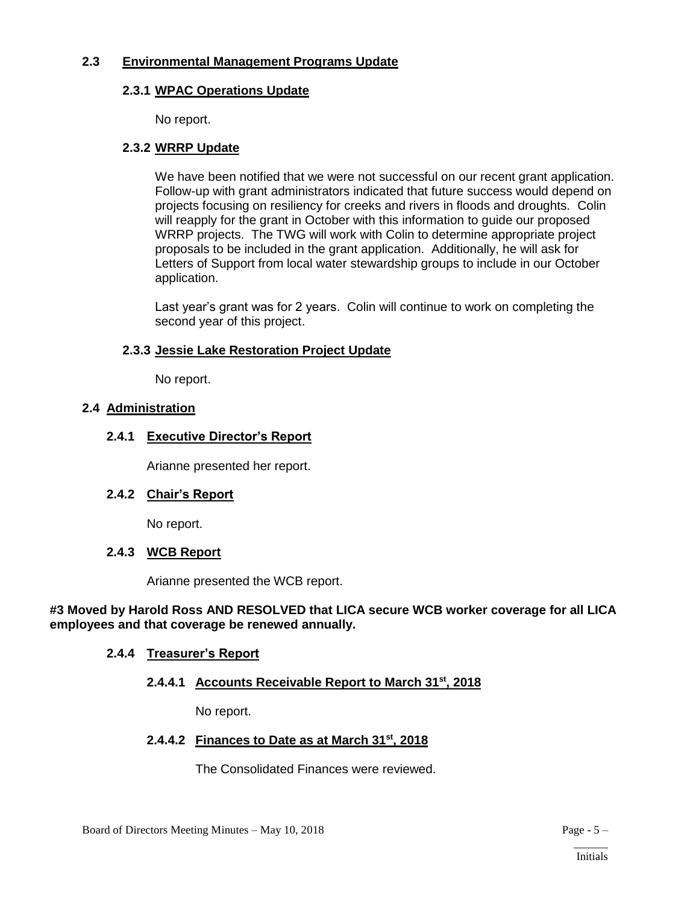## 2.3 Environmental Management Programs Update

### 2.3.1 WPAC Operations Update

No report.

### 2.3.2 WRRP Update

We have been notified that we were not successful on our recent grant application. Follow-up with grant administrators indicated that future success would depend on projects focusing on resiliency for creeks and rivers in floods and droughts. Colin will reapply for the grant in October with this information to guide our proposed WRRP projects. The TWG will work with Colin to determine appropriate project proposals to be included in the grant application. Additionally, he will ask for Letters of Support from local water stewardship groups to include in our October application.

Last year's grant was for 2 years. Colin will continue to work on completing the second year of this project.

### 2.3.3 Jessie Lake Restoration Project Update

No report.

## 2.4 Administration

### 2.4.1 Executive Director's Report

Arianne presented her report.

### 2.4.2 Chair's Report

No report.

### 2.4.3 WCB Report

Arianne presented the WCB report.

**#3 Moved by Harold Ross AND RESOLVED that LICA secure WCB worker coverage for all LICA employees and that coverage be renewed annually.**

### 2.4.4 Treasurer's Report

#### 2.4.4.1 Accounts Receivable Report to March 31st, 2018

No report.

#### 2.4.4.2 Finances to Date as at March 31st, 2018

The Consolidated Finances were reviewed.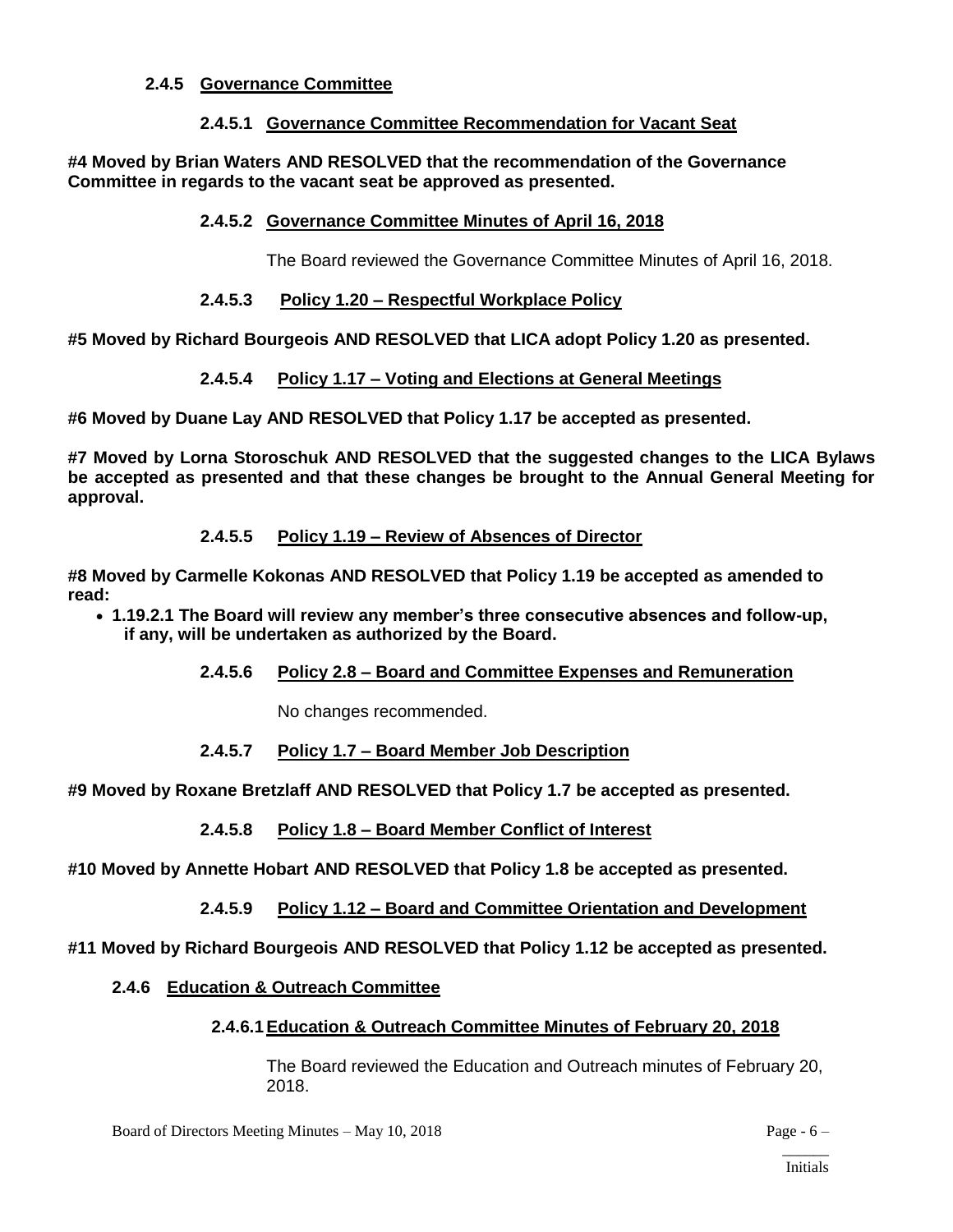### 2.4.5 Governance Committee

#### 2.4.5.1 Governance Committee Recommendation for Vacant Seat

**#4 Moved by Brian Waters AND RESOLVED that the recommendation of the Governance Committee in regards to the vacant seat be approved as presented.**

#### 2.4.5.2 Governance Committee Minutes of April 16, 2018

The Board reviewed the Governance Committee Minutes of April 16, 2018.

#### 2.4.5.3 Policy 1.20 – Respectful Workplace Policy

**#5 Moved by Richard Bourgeois AND RESOLVED that LICA adopt Policy 1.20 as presented.**

#### 2.4.5.4 Policy 1.17 – Voting and Elections at General Meetings

**#6 Moved by Duane Lay AND RESOLVED that Policy 1.17 be accepted as presented.**

**#7 Moved by Lorna Storoschuk AND RESOLVED that the suggested changes to the LICA Bylaws be accepted as presented and that these changes be brought to the Annual General Meeting for approval.**

#### 2.4.5.5 Policy 1.19 – Review of Absences of Director

**#8 Moved by Carmelle Kokonas AND RESOLVED that Policy 1.19 be accepted as amended to read:**

- **1.19.2.1 The Board will review any member's three consecutive absences and follow-up, if any, will be undertaken as authorized by the Board.**

#### 2.4.5.6 Policy 2.8 – Board and Committee Expenses and Remuneration

No changes recommended.

#### 2.4.5.7 Policy 1.7 – Board Member Job Description

**#9 Moved by Roxane Bretzlaff AND RESOLVED that Policy 1.7 be accepted as presented.**

#### 2.4.5.8 Policy 1.8 – Board Member Conflict of Interest

**#10 Moved by Annette Hobart AND RESOLVED that Policy 1.8 be accepted as presented.**

#### 2.4.5.9 Policy 1.12 – Board and Committee Orientation and Development

**#11 Moved by Richard Bourgeois AND RESOLVED that Policy 1.12 be accepted as presented.**

### 2.4.6 Education & Outreach Committee

#### 2.4.6.1 Education & Outreach Committee Minutes of February 20, 2018

The Board reviewed the Education and Outreach minutes of February 20, 2018.

\_\_\_\_\_\_
Initials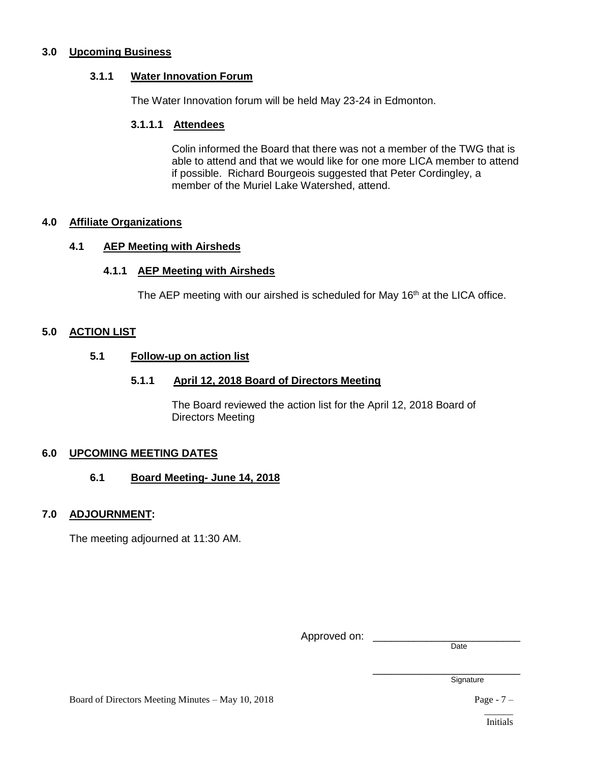## 3.0 Upcoming Business

### 3.1.1 Water Innovation Forum

The Water Innovation forum will be held May 23-24 in Edmonton.

#### 3.1.1.1 Attendees

Colin informed the Board that there was not a member of the TWG that is able to attend and that we would like for one more LICA member to attend if possible. Richard Bourgeois suggested that Peter Cordingley, a member of the Muriel Lake Watershed, attend.

## 4.0 Affiliate Organizations

### 4.1 AEP Meeting with Airsheds

#### 4.1.1 AEP Meeting with Airsheds

The AEP meeting with our airshed is scheduled for May 16th at the LICA office.

## 5.0 ACTION LIST

### 5.1 Follow-up on action list

#### 5.1.1 April 12, 2018 Board of Directors Meeting

The Board reviewed the action list for the April 12, 2018 Board of Directors Meeting

## 6.0 UPCOMING MEETING DATES

### 6.1 Board Meeting- June 14, 2018

## 7.0 ADJOURNMENT:

The meeting adjourned at 11:30 AM.

Approved on: ________________________
Date

________________________
Signature

Board of Directors Meeting Minutes – May 10, 2018

______
Initials